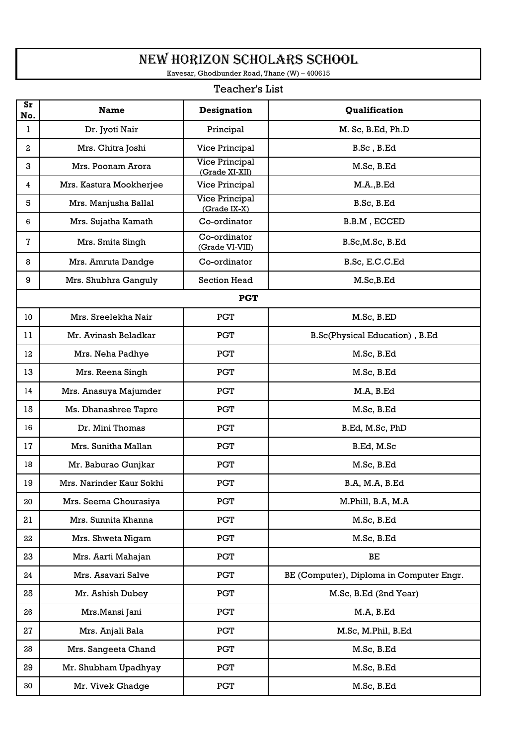# NEW HORIZON SCHOLARS SCHOOL

Kavesar, Ghodbunder Road, Thane (W) – 400615

## Teacher's List

| Sr No. | Name | Designation | Qualification |
|---|---|---|---|
| 1 | Dr. Jyoti Nair | Principal | M. Sc, B.Ed, Ph.D |
| 2 | Mrs. Chitra Joshi | Vice Principal | B.Sc , B.Ed |
| 3 | Mrs. Poonam Arora | Vice Principal (Grade XI-XII) | M.Sc, B.Ed |
| 4 | Mrs. Kastura Mookherjee | Vice Principal | M.A.,B.Ed |
| 5 | Mrs. Manjusha Ballal | Vice Principal (Grade IX-X) | B.Sc, B.Ed |
| 6 | Mrs. Sujatha Kamath | Co-ordinator | B.B.M , ECCED |
| 7 | Mrs. Smita Singh | Co-ordinator (Grade VI-VIII) | B.Sc,M.Sc, B.Ed |
| 8 | Mrs. Amruta Dandge | Co-ordinator | B.Sc, E.C.C.Ed |
| 9 | Mrs. Shubhra Ganguly | Section Head | M.Sc,B.Ed |
| | | **PGT** | |
| 10 | Mrs. Sreelekha Nair | PGT | M.Sc, B.ED |
| 11 | Mr. Avinash Beladkar | PGT | B.Sc(Physical Education) , B.Ed |
| 12 | Mrs. Neha Padhye | PGT | M.Sc, B.Ed |
| 13 | Mrs. Reena Singh | PGT | M.Sc, B.Ed |
| 14 | Mrs. Anasuya Majumder | PGT | M.A, B.Ed |
| 15 | Ms. Dhanashree Tapre | PGT | M.Sc, B.Ed |
| 16 | Dr. Mini Thomas | PGT | B.Ed, M.Sc, PhD |
| 17 | Mrs. Sunitha Mallan | PGT | B.Ed, M.Sc |
| 18 | Mr. Baburao Gunjkar | PGT | M.Sc, B.Ed |
| 19 | Mrs. Narinder Kaur Sokhi | PGT | B.A, M.A, B.Ed |
| 20 | Mrs. Seema Chourasiya | PGT | M.Phill, B.A, M.A |
| 21 | Mrs. Sunnita Khanna | PGT | M.Sc, B.Ed |
| 22 | Mrs. Shweta Nigam | PGT | M.Sc, B.Ed |
| 23 | Mrs. Aarti Mahajan | PGT | BE |
| 24 | Mrs. Asavari Salve | PGT | BE (Computer), Diploma in Computer Engr. |
| 25 | Mr. Ashish Dubey | PGT | M.Sc, B.Ed (2nd Year) |
| 26 | Mrs.Mansi Jani | PGT | M.A, B.Ed |
| 27 | Mrs. Anjali Bala | PGT | M.Sc, M.Phil, B.Ed |
| 28 | Mrs. Sangeeta Chand | PGT | M.Sc, B.Ed |
| 29 | Mr. Shubham Upadhyay | PGT | M.Sc, B.Ed |
| 30 | Mr. Vivek Ghadge | PGT | M.Sc, B.Ed |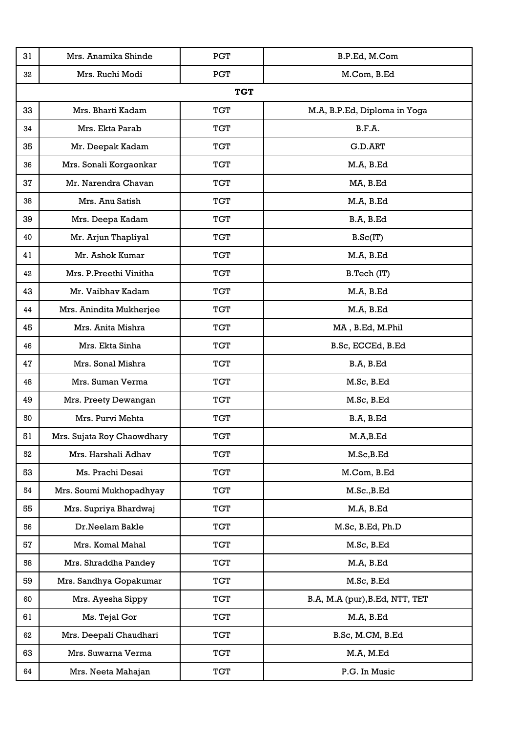| | | | |
|---|---|---|---|
| 31 | Mrs. Anamika Shinde | PGT | B.P.Ed, M.Com |
| 32 | Mrs. Ruchi Modi | PGT | M.Com, B.Ed |
| | | **TGT** | |
| 33 | Mrs. Bharti Kadam | TGT | M.A, B.P.Ed, Diploma in Yoga |
| 34 | Mrs. Ekta Parab | TGT | B.F.A. |
| 35 | Mr. Deepak Kadam | TGT | G.D.ART |
| 36 | Mrs. Sonali Korgaonkar | TGT | M.A, B.Ed |
| 37 | Mr. Narendra Chavan | TGT | MA, B.Ed |
| 38 | Mrs. Anu Satish | TGT | M.A, B.Ed |
| 39 | Mrs. Deepa Kadam | TGT | B.A, B.Ed |
| 40 | Mr. Arjun Thapliyal | TGT | B.Sc(IT) |
| 41 | Mr. Ashok Kumar | TGT | M.A, B.Ed |
| 42 | Mrs. P.Preethi Vinitha | TGT | B.Tech (IT) |
| 43 | Mr. Vaibhav Kadam | TGT | M.A, B.Ed |
| 44 | Mrs. Anindita Mukherjee | TGT | M.A, B.Ed |
| 45 | Mrs. Anita Mishra | TGT | MA , B.Ed, M.Phil |
| 46 | Mrs. Ekta Sinha | TGT | B.Sc, ECCEd, B.Ed |
| 47 | Mrs. Sonal Mishra | TGT | B.A, B.Ed |
| 48 | Mrs. Suman Verma | TGT | M.Sc, B.Ed |
| 49 | Mrs. Preety Dewangan | TGT | M.Sc, B.Ed |
| 50 | Mrs. Purvi Mehta | TGT | B.A, B.Ed |
| 51 | Mrs. Sujata Roy Chaowdhary | TGT | M.A,B.Ed |
| 52 | Mrs. Harshali Adhav | TGT | M.Sc,B.Ed |
| 53 | Ms. Prachi Desai | TGT | M.Com, B.Ed |
| 54 | Mrs. Soumi Mukhopadhyay | TGT | M.Sc.,B.Ed |
| 55 | Mrs. Supriya Bhardwaj | TGT | M.A, B.Ed |
| 56 | Dr.Neelam Bakle | TGT | M.Sc, B.Ed, Ph.D |
| 57 | Mrs. Komal Mahal | TGT | M.Sc, B.Ed |
| 58 | Mrs. Shraddha Pandey | TGT | M.A, B.Ed |
| 59 | Mrs. Sandhya Gopakumar | TGT | M.Sc, B.Ed |
| 60 | Mrs. Ayesha Sippy | TGT | B.A, M.A (pur),B.Ed, NTT, TET |
| 61 | Ms. Tejal Gor | TGT | M.A, B.Ed |
| 62 | Mrs. Deepali Chaudhari | TGT | B.Sc, M.CM, B.Ed |
| 63 | Mrs. Suwarna Verma | TGT | M.A, M.Ed |
| 64 | Mrs. Neeta Mahajan | TGT | P.G. In Music |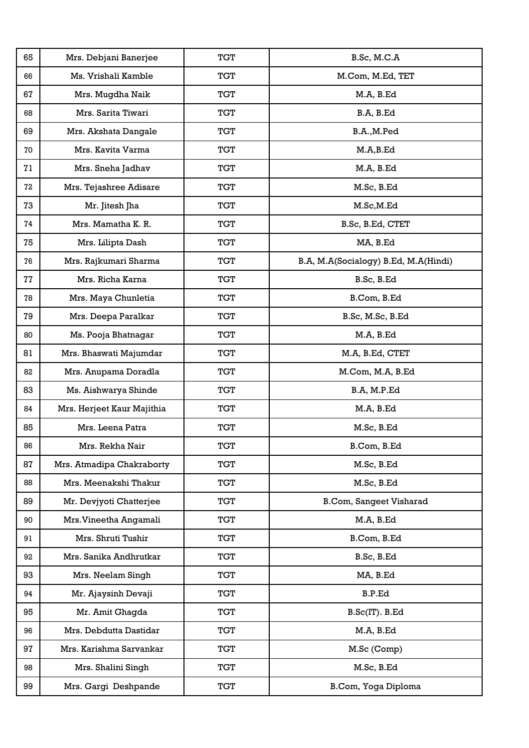| 65 | Mrs. Debjani Banerjee | TGT | B.Sc, M.C.A |
|---|---|---|---|
| 66 | Ms. Vrishali Kamble | TGT | M.Com, M.Ed, TET |
| 67 | Mrs. Mugdha Naik | TGT | M.A, B.Ed |
| 68 | Mrs. Sarita Tiwari | TGT | B.A, B.Ed |
| 69 | Mrs. Akshata Dangale | TGT | B.A.,M.Ped |
| 70 | Mrs. Kavita Varma | TGT | M.A,B.Ed |
| 71 | Mrs. Sneha Jadhav | TGT | M.A, B.Ed |
| 72 | Mrs. Tejashree Adisare | TGT | M.Sc, B.Ed |
| 73 | Mr. Jitesh Jha | TGT | M.Sc,M.Ed |
| 74 | Mrs. Mamatha K. R. | TGT | B.Sc, B.Ed, CTET |
| 75 | Mrs. Lilipta Dash | TGT | MA, B.Ed |
| 76 | Mrs. Rajkumari Sharma | TGT | B.A, M.A(Socialogy) B.Ed, M.A(Hindi) |
| 77 | Mrs. Richa Karna | TGT | B.Sc, B.Ed |
| 78 | Mrs. Maya Chunletia | TGT | B.Com, B.Ed |
| 79 | Mrs. Deepa Paralkar | TGT | B.Sc, M.Sc, B.Ed |
| 80 | Ms. Pooja Bhatnagar | TGT | M.A, B.Ed |
| 81 | Mrs. Bhaswati Majumdar | TGT | M.A, B.Ed, CTET |
| 82 | Mrs. Anupama Doradla | TGT | M.Com, M.A, B.Ed |
| 83 | Ms. Aishwarya Shinde | TGT | B.A, M.P.Ed |
| 84 | Mrs. Herjeet Kaur Majithia | TGT | M.A, B.Ed |
| 85 | Mrs. Leena Patra | TGT | M.Sc, B.Ed |
| 86 | Mrs. Rekha Nair | TGT | B.Com, B.Ed |
| 87 | Mrs. Atmadipa Chakraborty | TGT | M.Sc, B.Ed |
| 88 | Mrs. Meenakshi Thakur | TGT | M.Sc, B.Ed |
| 89 | Mr. Devjyoti Chatterjee | TGT | B.Com, Sangeet Visharad |
| 90 | Mrs.Vineetha Angamali | TGT | M.A, B.Ed |
| 91 | Mrs. Shruti Tushir | TGT | B.Com, B.Ed |
| 92 | Mrs. Sanika Andhrutkar | TGT | B.Sc, B.Ed |
| 93 | Mrs. Neelam Singh | TGT | MA, B.Ed |
| 94 | Mr. Ajaysinh Devaji | TGT | B.P.Ed |
| 95 | Mr. Amit Ghagda | TGT | B.Sc(IT). B.Ed |
| 96 | Mrs. Debdutta Dastidar | TGT | M.A, B.Ed |
| 97 | Mrs. Karishma Sarvankar | TGT | M.Sc (Comp) |
| 98 | Mrs. Shalini Singh | TGT | M.Sc, B.Ed |
| 99 | Mrs. Gargi Deshpande | TGT | B.Com, Yoga Diploma |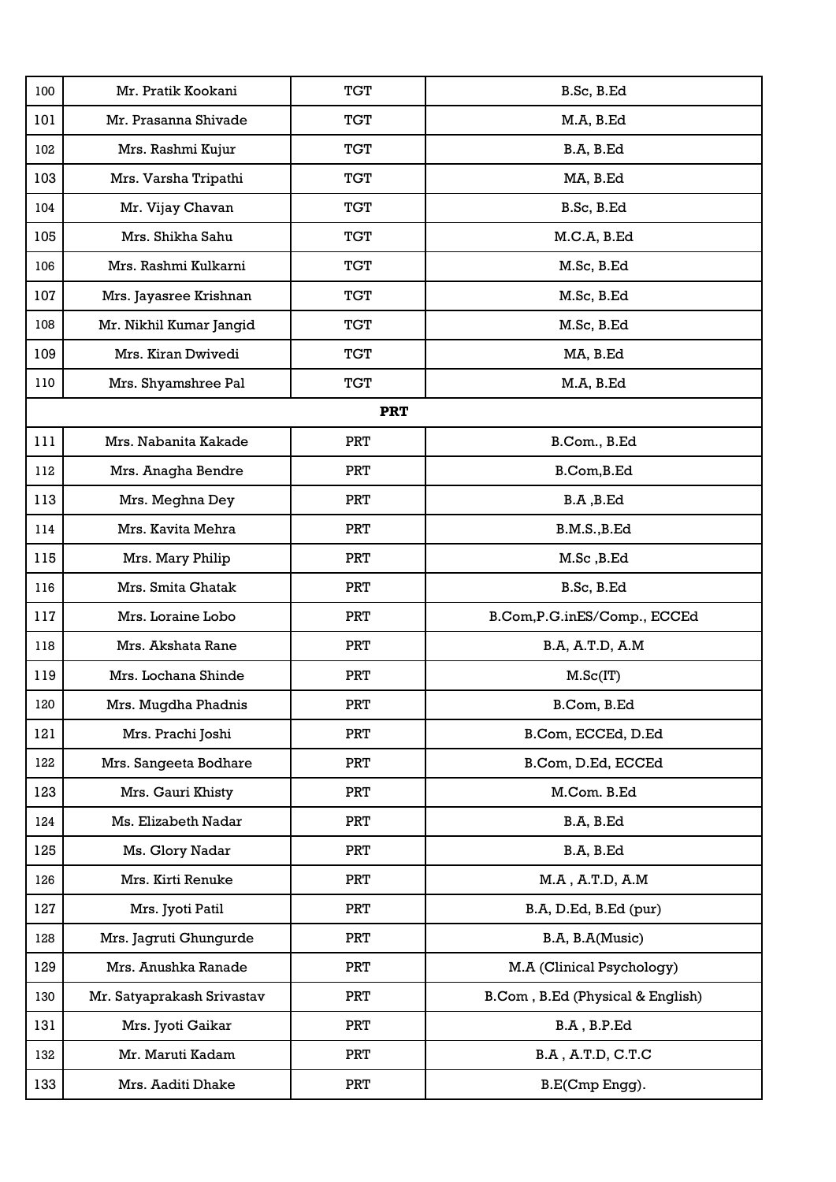| | | | |
|---|---|---|---|
| 100 | Mr. Pratik Kookani | TGT | B.Sc, B.Ed |
| 101 | Mr. Prasanna Shivade | TGT | M.A, B.Ed |
| 102 | Mrs. Rashmi Kujur | TGT | B.A, B.Ed |
| 103 | Mrs. Varsha Tripathi | TGT | MA, B.Ed |
| 104 | Mr. Vijay Chavan | TGT | B.Sc, B.Ed |
| 105 | Mrs. Shikha Sahu | TGT | M.C.A, B.Ed |
| 106 | Mrs. Rashmi Kulkarni | TGT | M.Sc, B.Ed |
| 107 | Mrs. Jayasree Krishnan | TGT | M.Sc, B.Ed |
| 108 | Mr. Nikhil Kumar Jangid | TGT | M.Sc, B.Ed |
| 109 | Mrs. Kiran Dwivedi | TGT | MA, B.Ed |
| 110 | Mrs. Shyamshree Pal | TGT | M.A, B.Ed |
| | | **PRT** | |
| 111 | Mrs. Nabanita Kakade | PRT | B.Com., B.Ed |
| 112 | Mrs. Anagha Bendre | PRT | B.Com,B.Ed |
| 113 | Mrs. Meghna Dey | PRT | B.A ,B.Ed |
| 114 | Mrs. Kavita Mehra | PRT | B.M.S.,B.Ed |
| 115 | Mrs. Mary Philip | PRT | M.Sc ,B.Ed |
| 116 | Mrs. Smita Ghatak | PRT | B.Sc, B.Ed |
| 117 | Mrs. Loraine Lobo | PRT | B.Com,P.G.inES/Comp., ECCEd |
| 118 | Mrs. Akshata Rane | PRT | B.A, A.T.D, A.M |
| 119 | Mrs. Lochana Shinde | PRT | M.Sc(IT) |
| 120 | Mrs. Mugdha Phadnis | PRT | B.Com, B.Ed |
| 121 | Mrs. Prachi Joshi | PRT | B.Com, ECCEd, D.Ed |
| 122 | Mrs. Sangeeta Bodhare | PRT | B.Com, D.Ed, ECCEd |
| 123 | Mrs. Gauri Khisty | PRT | M.Com. B.Ed |
| 124 | Ms. Elizabeth Nadar | PRT | B.A, B.Ed |
| 125 | Ms. Glory Nadar | PRT | B.A, B.Ed |
| 126 | Mrs. Kirti Renuke | PRT | M.A , A.T.D, A.M |
| 127 | Mrs. Jyoti Patil | PRT | B.A, D.Ed, B.Ed (pur) |
| 128 | Mrs. Jagruti Ghungurde | PRT | B.A, B.A(Music) |
| 129 | Mrs. Anushka Ranade | PRT | M.A (Clinical Psychology) |
| 130 | Mr. Satyaprakash Srivastav | PRT | B.Com , B.Ed (Physical & English) |
| 131 | Mrs. Jyoti Gaikar | PRT | B.A , B.P.Ed |
| 132 | Mr. Maruti Kadam | PRT | B.A , A.T.D, C.T.C |
| 133 | Mrs. Aaditi Dhake | PRT | B.E(Cmp Engg). |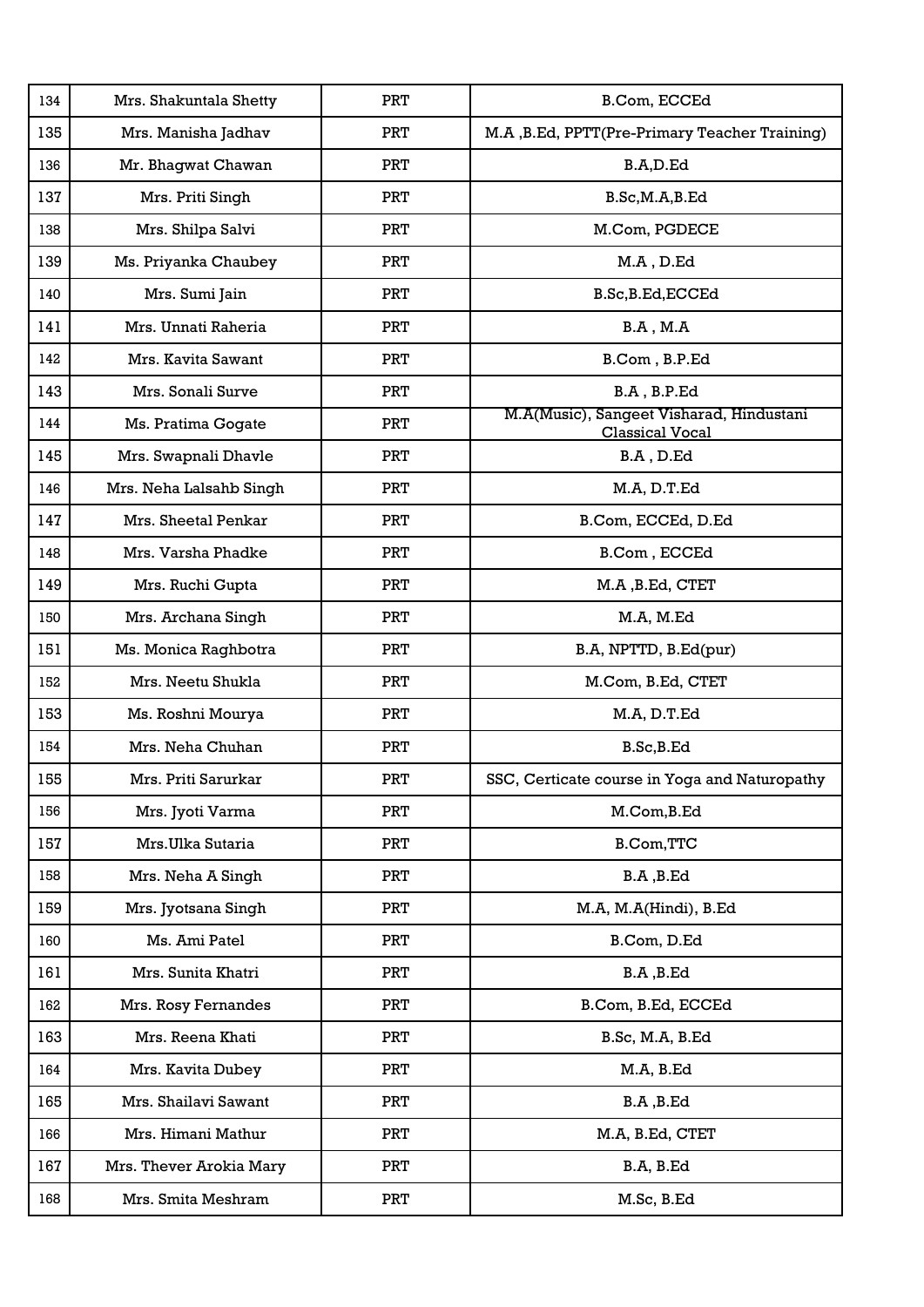| 134 | Mrs. Shakuntala Shetty | PRT | B.Com, ECCEd |
|---|---|---|---|
| 135 | Mrs. Manisha Jadhav | PRT | M.A ,B.Ed, PPTT(Pre-Primary Teacher Training) |
| 136 | Mr. Bhagwat Chawan | PRT | B.A,D.Ed |
| 137 | Mrs. Priti Singh | PRT | B.Sc,M.A,B.Ed |
| 138 | Mrs. Shilpa Salvi | PRT | M.Com, PGDECE |
| 139 | Ms. Priyanka Chaubey | PRT | M.A , D.Ed |
| 140 | Mrs. Sumi Jain | PRT | B.Sc,B.Ed,ECCEd |
| 141 | Mrs. Unnati Raheria | PRT | B.A , M.A |
| 142 | Mrs. Kavita Sawant | PRT | B.Com , B.P.Ed |
| 143 | Mrs. Sonali Surve | PRT | B.A , B.P.Ed |
| 144 | Ms. Pratima Gogate | PRT | M.A(Music), Sangeet Visharad, Hindustani Classical Vocal |
| 145 | Mrs. Swapnali Dhavle | PRT | B.A , D.Ed |
| 146 | Mrs. Neha Lalsahb Singh | PRT | M.A, D.T.Ed |
| 147 | Mrs. Sheetal Penkar | PRT | B.Com, ECCEd, D.Ed |
| 148 | Mrs. Varsha Phadke | PRT | B.Com , ECCEd |
| 149 | Mrs. Ruchi Gupta | PRT | M.A ,B.Ed, CTET |
| 150 | Mrs. Archana Singh | PRT | M.A, M.Ed |
| 151 | Ms. Monica Raghbotra | PRT | B.A, NPTTD, B.Ed(pur) |
| 152 | Mrs. Neetu Shukla | PRT | M.Com, B.Ed, CTET |
| 153 | Ms. Roshni Mourya | PRT | M.A, D.T.Ed |
| 154 | Mrs. Neha Chuhan | PRT | B.Sc,B.Ed |
| 155 | Mrs. Priti Sarurkar | PRT | SSC, Certicate course in Yoga and Naturopathy |
| 156 | Mrs. Jyoti Varma | PRT | M.Com,B.Ed |
| 157 | Mrs.Ulka Sutaria | PRT | B.Com,TTC |
| 158 | Mrs. Neha A Singh | PRT | B.A ,B.Ed |
| 159 | Mrs. Jyotsana Singh | PRT | M.A, M.A(Hindi), B.Ed |
| 160 | Ms. Ami Patel | PRT | B.Com, D.Ed |
| 161 | Mrs. Sunita Khatri | PRT | B.A ,B.Ed |
| 162 | Mrs. Rosy Fernandes | PRT | B.Com, B.Ed, ECCEd |
| 163 | Mrs. Reena Khati | PRT | B.Sc, M.A, B.Ed |
| 164 | Mrs. Kavita Dubey | PRT | M.A, B.Ed |
| 165 | Mrs. Shailavi Sawant | PRT | B.A ,B.Ed |
| 166 | Mrs. Himani Mathur | PRT | M.A, B.Ed, CTET |
| 167 | Mrs. Thever Arokia Mary | PRT | B.A, B.Ed |
| 168 | Mrs. Smita Meshram | PRT | M.Sc, B.Ed |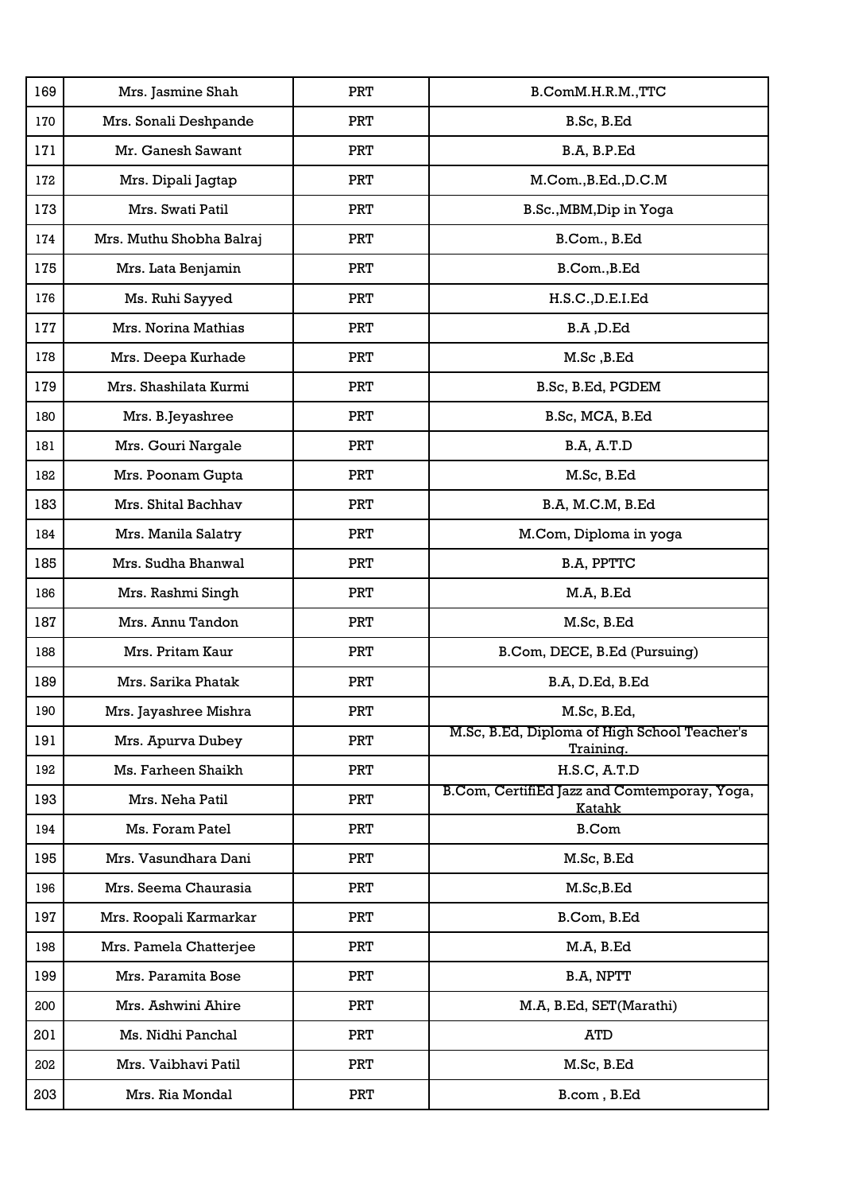| 169 | Mrs. Jasmine Shah | PRT | B.ComM.H.R.M.,TTC |
|---|---|---|---|
| 170 | Mrs. Sonali Deshpande | PRT | B.Sc, B.Ed |
| 171 | Mr. Ganesh Sawant | PRT | B.A, B.P.Ed |
| 172 | Mrs. Dipali Jagtap | PRT | M.Com.,B.Ed.,D.C.M |
| 173 | Mrs. Swati Patil | PRT | B.Sc.,MBM,Dip in Yoga |
| 174 | Mrs. Muthu Shobha Balraj | PRT | B.Com., B.Ed |
| 175 | Mrs. Lata Benjamin | PRT | B.Com.,B.Ed |
| 176 | Ms. Ruhi Sayyed | PRT | H.S.C.,D.E.I.Ed |
| 177 | Mrs. Norina Mathias | PRT | B.A ,D.Ed |
| 178 | Mrs. Deepa Kurhade | PRT | M.Sc ,B.Ed |
| 179 | Mrs. Shashilata Kurmi | PRT | B.Sc, B.Ed, PGDEM |
| 180 | Mrs. B.Jeyashree | PRT | B.Sc, MCA, B.Ed |
| 181 | Mrs. Gouri Nargale | PRT | B.A, A.T.D |
| 182 | Mrs. Poonam Gupta | PRT | M.Sc, B.Ed |
| 183 | Mrs. Shital Bachhav | PRT | B.A, M.C.M, B.Ed |
| 184 | Mrs. Manila Salatry | PRT | M.Com, Diploma in yoga |
| 185 | Mrs. Sudha Bhanwal | PRT | B.A, PPTTC |
| 186 | Mrs. Rashmi Singh | PRT | M.A, B.Ed |
| 187 | Mrs. Annu Tandon | PRT | M.Sc, B.Ed |
| 188 | Mrs. Pritam Kaur | PRT | B.Com, DECE, B.Ed (Pursuing) |
| 189 | Mrs. Sarika Phatak | PRT | B.A, D.Ed, B.Ed |
| 190 | Mrs. Jayashree Mishra | PRT | M.Sc, B.Ed, |
| 191 | Mrs. Apurva Dubey | PRT | M.Sc, B.Ed, Diploma of High School Teacher's Training. |
| 192 | Ms. Farheen Shaikh | PRT | H.S.C, A.T.D |
| 193 | Mrs. Neha Patil | PRT | B.Com, CertifiEd Jazz and Comtemporay, Yoga, Katahk |
| 194 | Ms. Foram Patel | PRT | B.Com |
| 195 | Mrs. Vasundhara Dani | PRT | M.Sc, B.Ed |
| 196 | Mrs. Seema Chaurasia | PRT | M.Sc,B.Ed |
| 197 | Mrs. Roopali Karmarkar | PRT | B.Com, B.Ed |
| 198 | Mrs. Pamela Chatterjee | PRT | M.A, B.Ed |
| 199 | Mrs. Paramita Bose | PRT | B.A, NPTT |
| 200 | Mrs. Ashwini Ahire | PRT | M.A, B.Ed, SET(Marathi) |
| 201 | Ms. Nidhi Panchal | PRT | ATD |
| 202 | Mrs. Vaibhavi Patil | PRT | M.Sc, B.Ed |
| 203 | Mrs. Ria Mondal | PRT | B.com , B.Ed |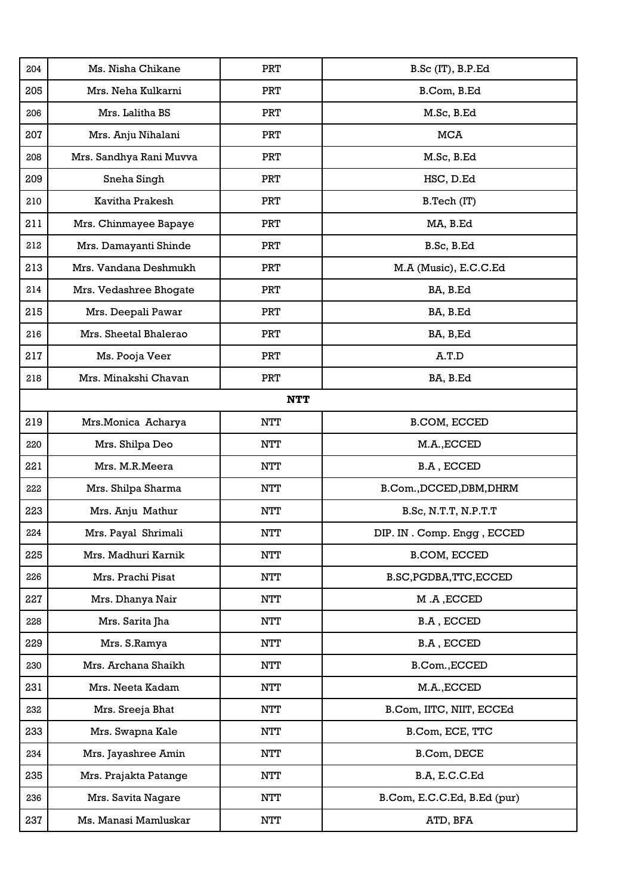| | | | |
|---|---|---|---|
| 204 | Ms. Nisha Chikane | PRT | B.Sc (IT), B.P.Ed |
| 205 | Mrs. Neha Kulkarni | PRT | B.Com, B.Ed |
| 206 | Mrs. Lalitha BS | PRT | M.Sc, B.Ed |
| 207 | Mrs. Anju Nihalani | PRT | MCA |
| 208 | Mrs. Sandhya Rani Muvva | PRT | M.Sc, B.Ed |
| 209 | Sneha Singh | PRT | HSC, D.Ed |
| 210 | Kavitha Prakesh | PRT | B.Tech (IT) |
| 211 | Mrs. Chinmayee Bapaye | PRT | MA, B.Ed |
| 212 | Mrs. Damayanti Shinde | PRT | B.Sc, B.Ed |
| 213 | Mrs. Vandana Deshmukh | PRT | M.A (Music), E.C.C.Ed |
| 214 | Mrs. Vedashree Bhogate | PRT | BA, B.Ed |
| 215 | Mrs. Deepali Pawar | PRT | BA, B.Ed |
| 216 | Mrs. Sheetal Bhalerao | PRT | BA, B,Ed |
| 217 | Ms. Pooja Veer | PRT | A.T.D |
| 218 | Mrs. Minakshi Chavan | PRT | BA, B.Ed |
| | | **NTT** | |
| 219 | Mrs.Monica Acharya | NTT | B.COM, ECCED |
| 220 | Mrs. Shilpa Deo | NTT | M.A.,ECCED |
| 221 | Mrs. M.R.Meera | NTT | B.A , ECCED |
| 222 | Mrs. Shilpa Sharma | NTT | B.Com.,DCCED,DBM,DHRM |
| 223 | Mrs. Anju Mathur | NTT | B.Sc, N.T.T, N.P.T.T |
| 224 | Mrs. Payal Shrimali | NTT | DIP. IN . Comp. Engg , ECCED |
| 225 | Mrs. Madhuri Karnik | NTT | B.COM, ECCED |
| 226 | Mrs. Prachi Pisat | NTT | B.SC,PGDBA,TTC,ECCED |
| 227 | Mrs. Dhanya Nair | NTT | M .A ,ECCED |
| 228 | Mrs. Sarita Jha | NTT | B.A , ECCED |
| 229 | Mrs. S.Ramya | NTT | B.A , ECCED |
| 230 | Mrs. Archana Shaikh | NTT | B.Com.,ECCED |
| 231 | Mrs. Neeta Kadam | NTT | M.A.,ECCED |
| 232 | Mrs. Sreeja Bhat | NTT | B.Com, IITC, NIIT, ECCEd |
| 233 | Mrs. Swapna Kale | NTT | B.Com, ECE, TTC |
| 234 | Mrs. Jayashree Amin | NTT | B.Com, DECE |
| 235 | Mrs. Prajakta Patange | NTT | B.A, E.C.C.Ed |
| 236 | Mrs. Savita Nagare | NTT | B.Com, E.C.C.Ed, B.Ed (pur) |
| 237 | Ms. Manasi Mamluskar | NTT | ATD, BFA |